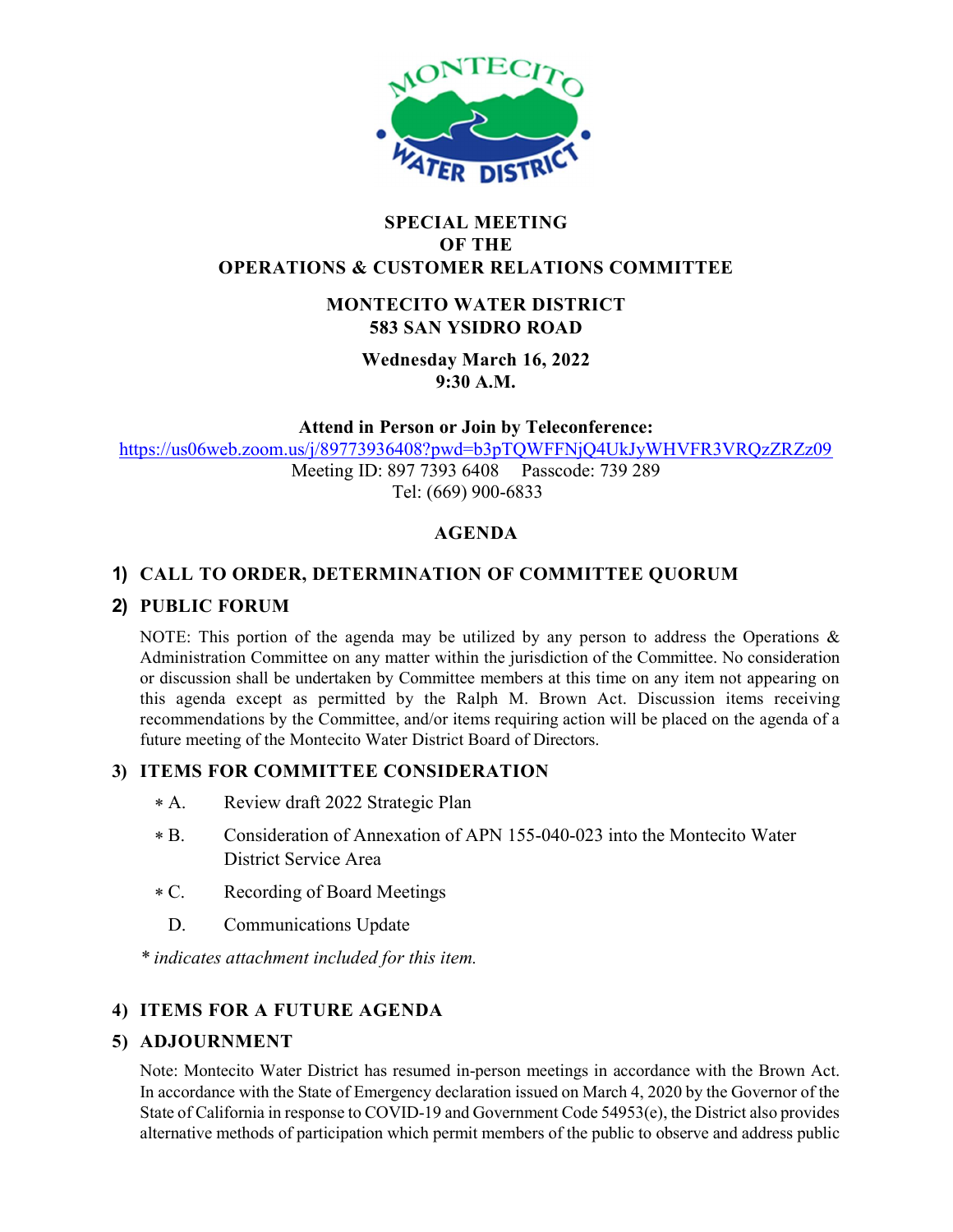# SPECIAL MEETING
# OF THE
# OPERATIONS & CUSTOMER RELATIONS COMMITTEE

**MONTECITO WATER DISTRICT**
**583 SAN YSIDRO ROAD**

**Wednesday March 16, 2022**
**9:30 A.M.**

**Attend in Person or Join by Teleconference:**
https://us06web.zoom.us/j/89773936408?pwd=b3pTQWFFNjQ4UkJyWHVFR3VRQzZRZz09
Meeting ID: 897 7393 6408 Passcode: 739 289
Tel: (669) 900-6833

## AGENDA

### 1) CALL TO ORDER, DETERMINATION OF COMMITTEE QUORUM

### 2) PUBLIC FORUM

NOTE: This portion of the agenda may be utilized by any person to address the Operations & Administration Committee on any matter within the jurisdiction of the Committee. No consideration or discussion shall be undertaken by Committee members at this time on any item not appearing on this agenda except as permitted by the Ralph M. Brown Act. Discussion items receiving recommendations by the Committee, and/or items requiring action will be placed on the agenda of a future meeting of the Montecito Water District Board of Directors.

### 3) ITEMS FOR COMMITTEE CONSIDERATION

- * A. Review draft 2022 Strategic Plan
- * B. Consideration of Annexation of APN 155-040-023 into the Montecito Water District Service Area
- * C. Recording of Board Meetings
- D. Communications Update

*\* indicates attachment included for this item.*

### 4) ITEMS FOR A FUTURE AGENDA

### 5) ADJOURNMENT

Note: Montecito Water District has resumed in-person meetings in accordance with the Brown Act. In accordance with the State of Emergency declaration issued on March 4, 2020 by the Governor of the State of California in response to COVID-19 and Government Code 54953(e), the District also provides alternative methods of participation which permit members of the public to observe and address public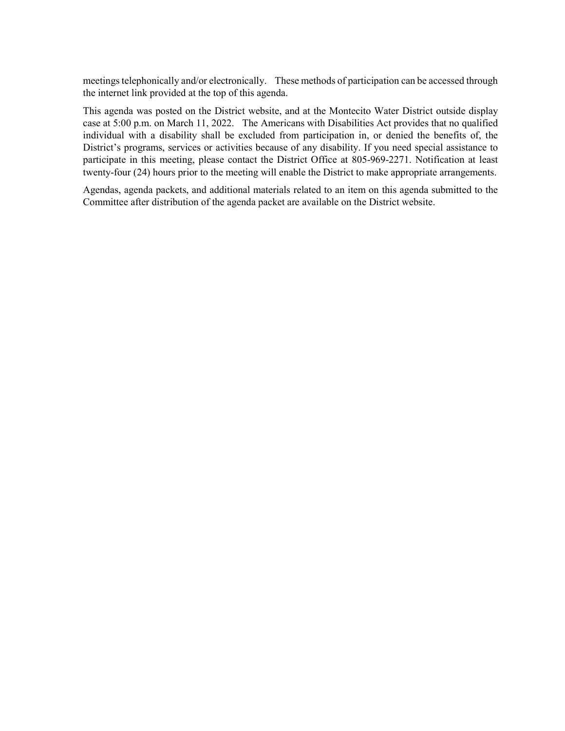meetings telephonically and/or electronically. These methods of participation can be accessed through the internet link provided at the top of this agenda.

This agenda was posted on the District website, and at the Montecito Water District outside display case at 5:00 p.m. on March 11, 2022. The Americans with Disabilities Act provides that no qualified individual with a disability shall be excluded from participation in, or denied the benefits of, the District's programs, services or activities because of any disability. If you need special assistance to participate in this meeting, please contact the District Office at 805-969-2271. Notification at least twenty-four (24) hours prior to the meeting will enable the District to make appropriate arrangements.

Agendas, agenda packets, and additional materials related to an item on this agenda submitted to the Committee after distribution of the agenda packet are available on the District website.